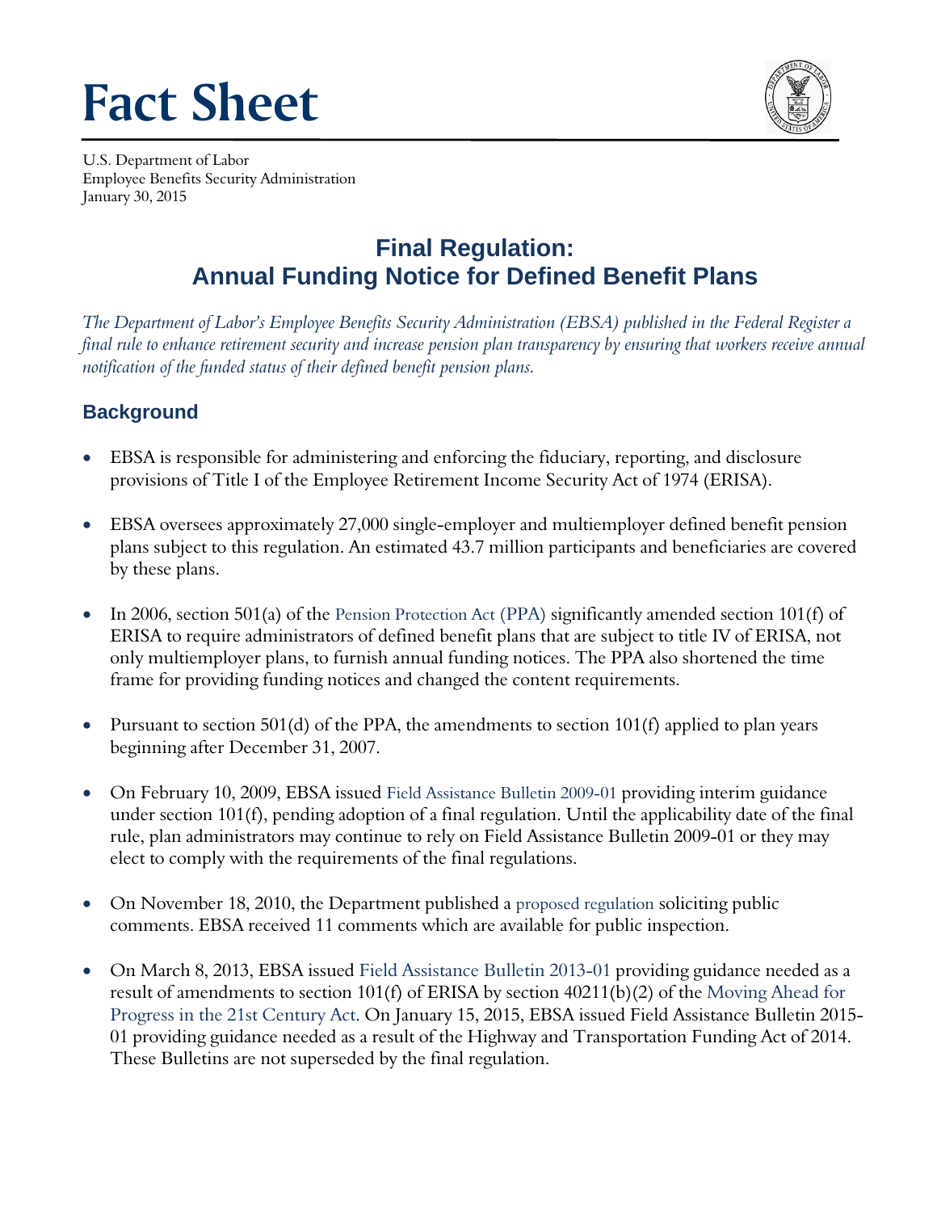# Fact Sheet

U.S. Department of Labor
Employee Benefits Security Administration
January 30, 2015

## Final Regulation: Annual Funding Notice for Defined Benefit Plans

*The Department of Labor's Employee Benefits Security Administration (EBSA) published in the Federal Register a final rule to enhance retirement security and increase pension plan transparency by ensuring that workers receive annual notification of the funded status of their defined benefit pension plans.*

### Background

- EBSA is responsible for administering and enforcing the fiduciary, reporting, and disclosure provisions of Title I of the Employee Retirement Income Security Act of 1974 (ERISA).

- EBSA oversees approximately 27,000 single-employer and multiemployer defined benefit pension plans subject to this regulation. An estimated 43.7 million participants and beneficiaries are covered by these plans.

- In 2006, section 501(a) of the Pension Protection Act (PPA) significantly amended section 101(f) of ERISA to require administrators of defined benefit plans that are subject to title IV of ERISA, not only multiemployer plans, to furnish annual funding notices. The PPA also shortened the time frame for providing funding notices and changed the content requirements.

- Pursuant to section 501(d) of the PPA, the amendments to section 101(f) applied to plan years beginning after December 31, 2007.

- On February 10, 2009, EBSA issued Field Assistance Bulletin 2009-01 providing interim guidance under section 101(f), pending adoption of a final regulation. Until the applicability date of the final rule, plan administrators may continue to rely on Field Assistance Bulletin 2009-01 or they may elect to comply with the requirements of the final regulations.

- On November 18, 2010, the Department published a proposed regulation soliciting public comments. EBSA received 11 comments which are available for public inspection.

- On March 8, 2013, EBSA issued Field Assistance Bulletin 2013-01 providing guidance needed as a result of amendments to section 101(f) of ERISA by section 40211(b)(2) of the Moving Ahead for Progress in the 21st Century Act. On January 15, 2015, EBSA issued Field Assistance Bulletin 2015-01 providing guidance needed as a result of the Highway and Transportation Funding Act of 2014. These Bulletins are not superseded by the final regulation.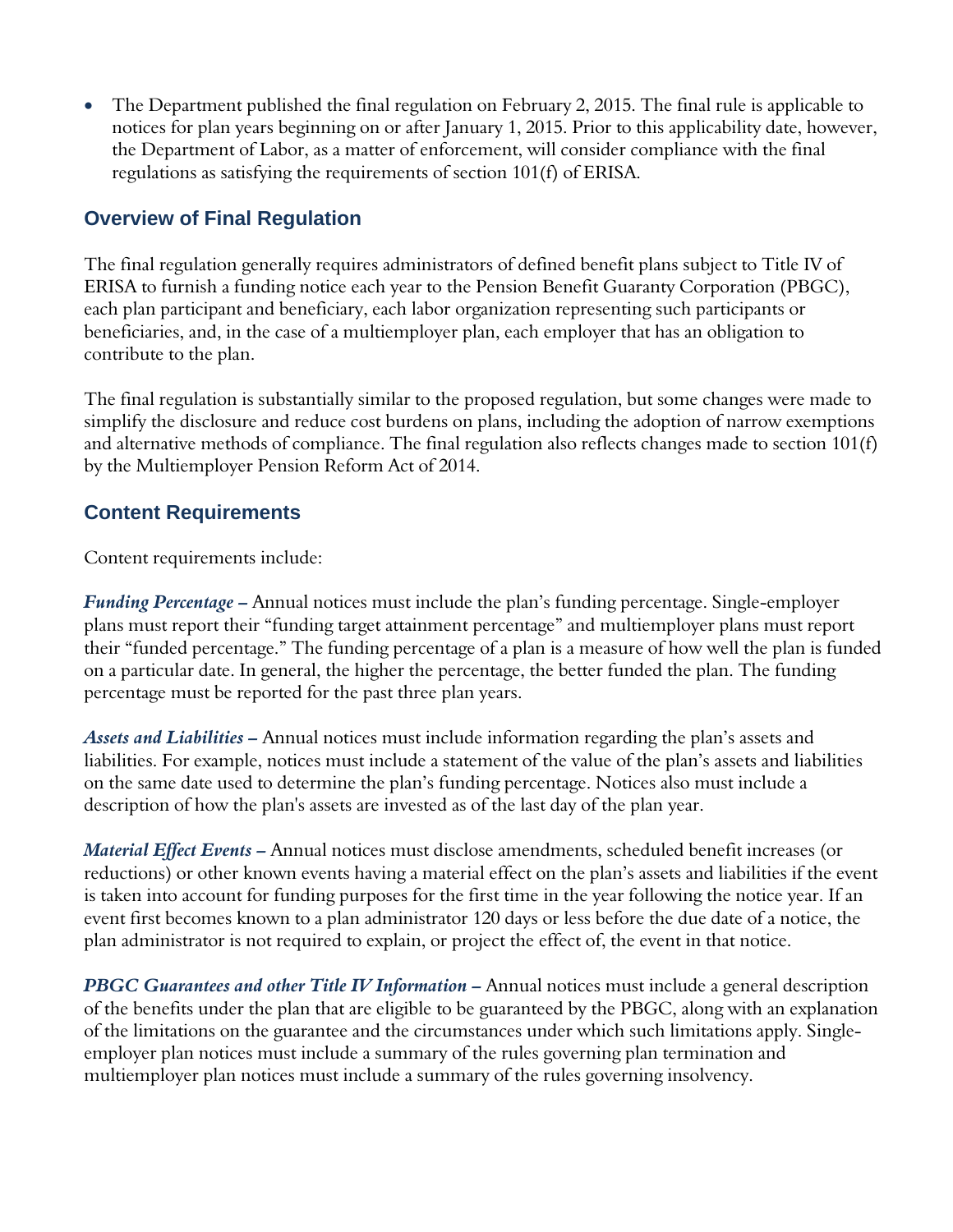- The Department published the final regulation on February 2, 2015. The final rule is applicable to notices for plan years beginning on or after January 1, 2015. Prior to this applicability date, however, the Department of Labor, as a matter of enforcement, will consider compliance with the final regulations as satisfying the requirements of section 101(f) of ERISA.

## Overview of Final Regulation

The final regulation generally requires administrators of defined benefit plans subject to Title IV of ERISA to furnish a funding notice each year to the Pension Benefit Guaranty Corporation (PBGC), each plan participant and beneficiary, each labor organization representing such participants or beneficiaries, and, in the case of a multiemployer plan, each employer that has an obligation to contribute to the plan.

The final regulation is substantially similar to the proposed regulation, but some changes were made to simplify the disclosure and reduce cost burdens on plans, including the adoption of narrow exemptions and alternative methods of compliance. The final regulation also reflects changes made to section 101(f) by the Multiemployer Pension Reform Act of 2014.

## Content Requirements

Content requirements include:

***Funding Percentage –*** Annual notices must include the plan's funding percentage. Single-employer plans must report their "funding target attainment percentage" and multiemployer plans must report their "funded percentage." The funding percentage of a plan is a measure of how well the plan is funded on a particular date. In general, the higher the percentage, the better funded the plan. The funding percentage must be reported for the past three plan years.

***Assets and Liabilities –*** Annual notices must include information regarding the plan's assets and liabilities. For example, notices must include a statement of the value of the plan's assets and liabilities on the same date used to determine the plan's funding percentage. Notices also must include a description of how the plan's assets are invested as of the last day of the plan year.

***Material Effect Events –*** Annual notices must disclose amendments, scheduled benefit increases (or reductions) or other known events having a material effect on the plan's assets and liabilities if the event is taken into account for funding purposes for the first time in the year following the notice year. If an event first becomes known to a plan administrator 120 days or less before the due date of a notice, the plan administrator is not required to explain, or project the effect of, the event in that notice.

***PBGC Guarantees and other Title IV Information –*** Annual notices must include a general description of the benefits under the plan that are eligible to be guaranteed by the PBGC, along with an explanation of the limitations on the guarantee and the circumstances under which such limitations apply. Single-employer plan notices must include a summary of the rules governing plan termination and multiemployer plan notices must include a summary of the rules governing insolvency.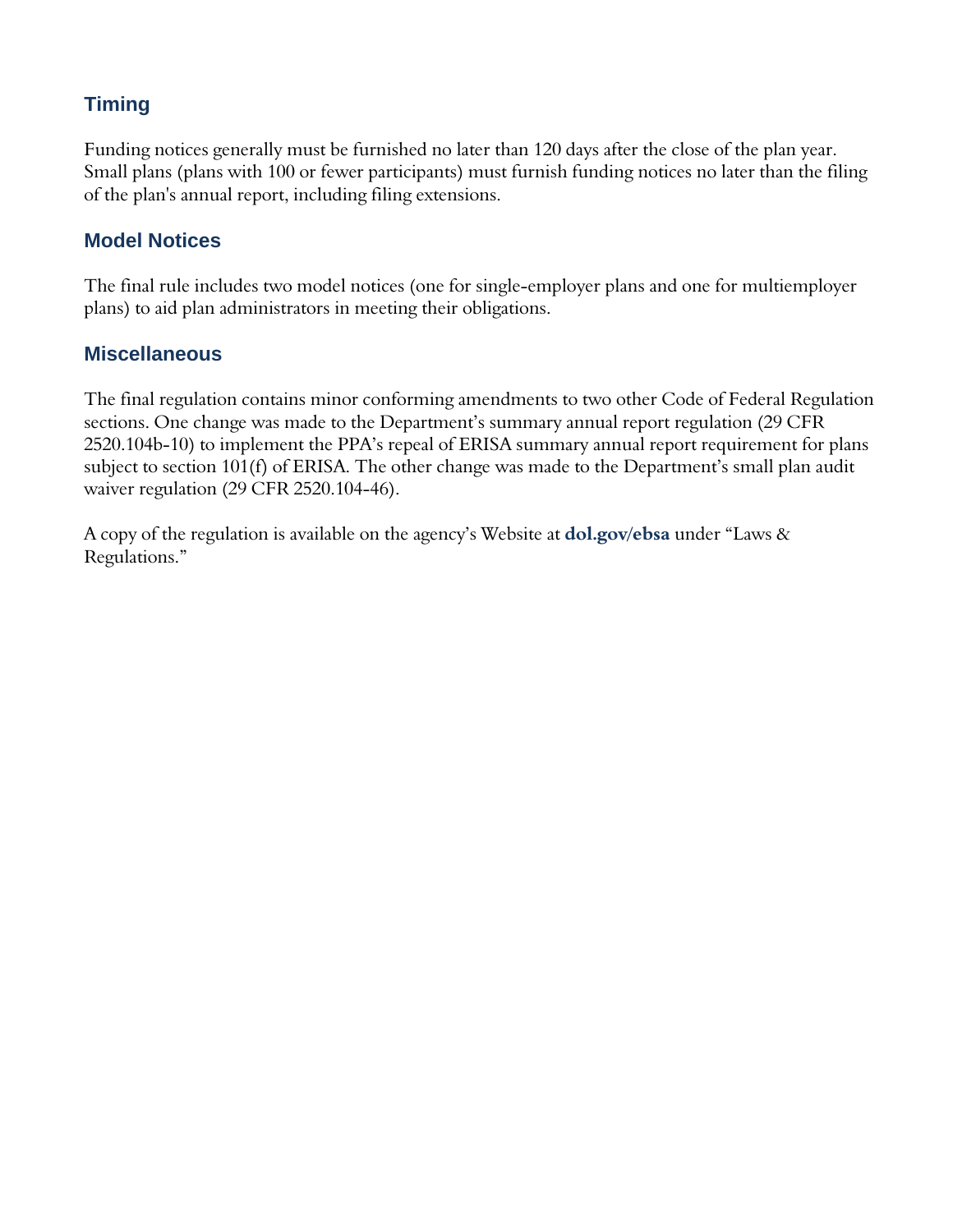## Timing

Funding notices generally must be furnished no later than 120 days after the close of the plan year. Small plans (plans with 100 or fewer participants) must furnish funding notices no later than the filing of the plan's annual report, including filing extensions.

## Model Notices

The final rule includes two model notices (one for single-employer plans and one for multiemployer plans) to aid plan administrators in meeting their obligations.

## Miscellaneous

The final regulation contains minor conforming amendments to two other Code of Federal Regulation sections. One change was made to the Department's summary annual report regulation (29 CFR 2520.104b-10) to implement the PPA's repeal of ERISA summary annual report requirement for plans subject to section 101(f) of ERISA. The other change was made to the Department's small plan audit waiver regulation (29 CFR 2520.104-46).

A copy of the regulation is available on the agency's Website at **dol.gov/ebsa** under "Laws & Regulations."